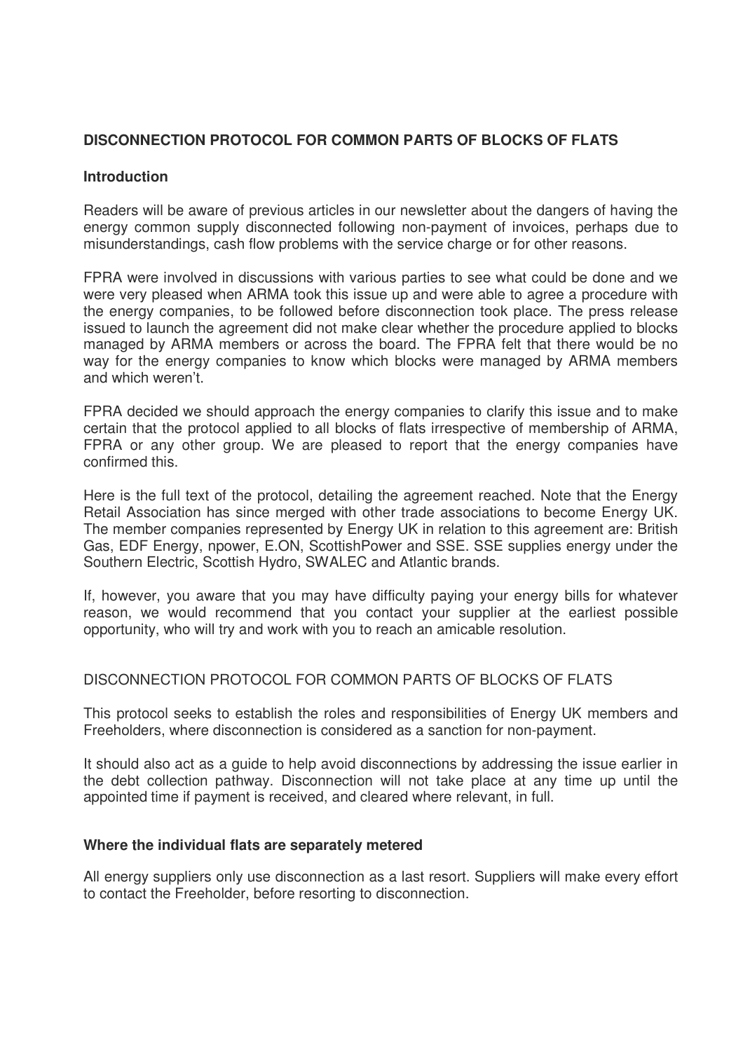## DISCONNECTION PROTOCOL FOR COMMON PARTS OF BLOCKS OF FLATS

### Introduction

Readers will be aware of previous articles in our newsletter about the dangers of having the energy common supply disconnected following non-payment of invoices, perhaps due to misunderstandings, cash flow problems with the service charge or for other reasons.

FPRA were involved in discussions with various parties to see what could be done and we were very pleased when ARMA took this issue up and were able to agree a procedure with the energy companies, to be followed before disconnection took place. The press release issued to launch the agreement did not make clear whether the procedure applied to blocks managed by ARMA members or across the board. The FPRA felt that there would be no way for the energy companies to know which blocks were managed by ARMA members and which weren't.

FPRA decided we should approach the energy companies to clarify this issue and to make certain that the protocol applied to all blocks of flats irrespective of membership of ARMA, FPRA or any other group. We are pleased to report that the energy companies have confirmed this.

Here is the full text of the protocol, detailing the agreement reached. Note that the Energy Retail Association has since merged with other trade associations to become Energy UK. The member companies represented by Energy UK in relation to this agreement are: British Gas, EDF Energy, npower, E.ON, ScottishPower and SSE. SSE supplies energy under the Southern Electric, Scottish Hydro, SWALEC and Atlantic brands.

If, however, you aware that you may have difficulty paying your energy bills for whatever reason, we would recommend that you contact your supplier at the earliest possible opportunity, who will try and work with you to reach an amicable resolution.

## DISCONNECTION PROTOCOL FOR COMMON PARTS OF BLOCKS OF FLATS

This protocol seeks to establish the roles and responsibilities of Energy UK members and Freeholders, where disconnection is considered as a sanction for non-payment.

It should also act as a guide to help avoid disconnections by addressing the issue earlier in the debt collection pathway. Disconnection will not take place at any time up until the appointed time if payment is received, and cleared where relevant, in full.

### Where the individual flats are separately metered

All energy suppliers only use disconnection as a last resort. Suppliers will make every effort to contact the Freeholder, before resorting to disconnection.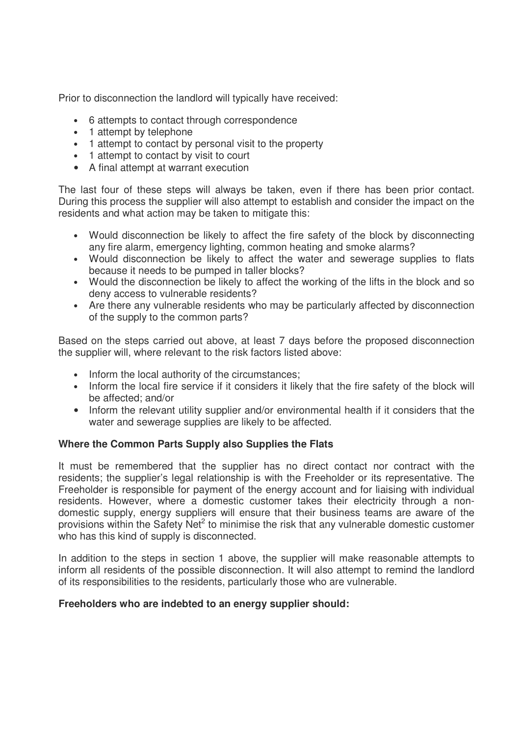Prior to disconnection the landlord will typically have received:

- 6 attempts to contact through correspondence
- 1 attempt by telephone
- 1 attempt to contact by personal visit to the property
- 1 attempt to contact by visit to court
- A final attempt at warrant execution

The last four of these steps will always be taken, even if there has been prior contact. During this process the supplier will also attempt to establish and consider the impact on the residents and what action may be taken to mitigate this:

- Would disconnection be likely to affect the fire safety of the block by disconnecting any fire alarm, emergency lighting, common heating and smoke alarms?
- Would disconnection be likely to affect the water and sewerage supplies to flats because it needs to be pumped in taller blocks?
- Would the disconnection be likely to affect the working of the lifts in the block and so deny access to vulnerable residents?
- Are there any vulnerable residents who may be particularly affected by disconnection of the supply to the common parts?

Based on the steps carried out above, at least 7 days before the proposed disconnection the supplier will, where relevant to the risk factors listed above:

- Inform the local authority of the circumstances;
- Inform the local fire service if it considers it likely that the fire safety of the block will be affected; and/or
- Inform the relevant utility supplier and/or environmental health if it considers that the water and sewerage supplies are likely to be affected.

**Where the Common Parts Supply also Supplies the Flats**

It must be remembered that the supplier has no direct contact nor contract with the residents; the supplier's legal relationship is with the Freeholder or its representative. The Freeholder is responsible for payment of the energy account and for liaising with individual residents. However, where a domestic customer takes their electricity through a non-domestic supply, energy suppliers will ensure that their business teams are aware of the provisions within the Safety Net[2] to minimise the risk that any vulnerable domestic customer who has this kind of supply is disconnected.

In addition to the steps in section 1 above, the supplier will make reasonable attempts to inform all residents of the possible disconnection. It will also attempt to remind the landlord of its responsibilities to the residents, particularly those who are vulnerable.

**Freeholders who are indebted to an energy supplier should:**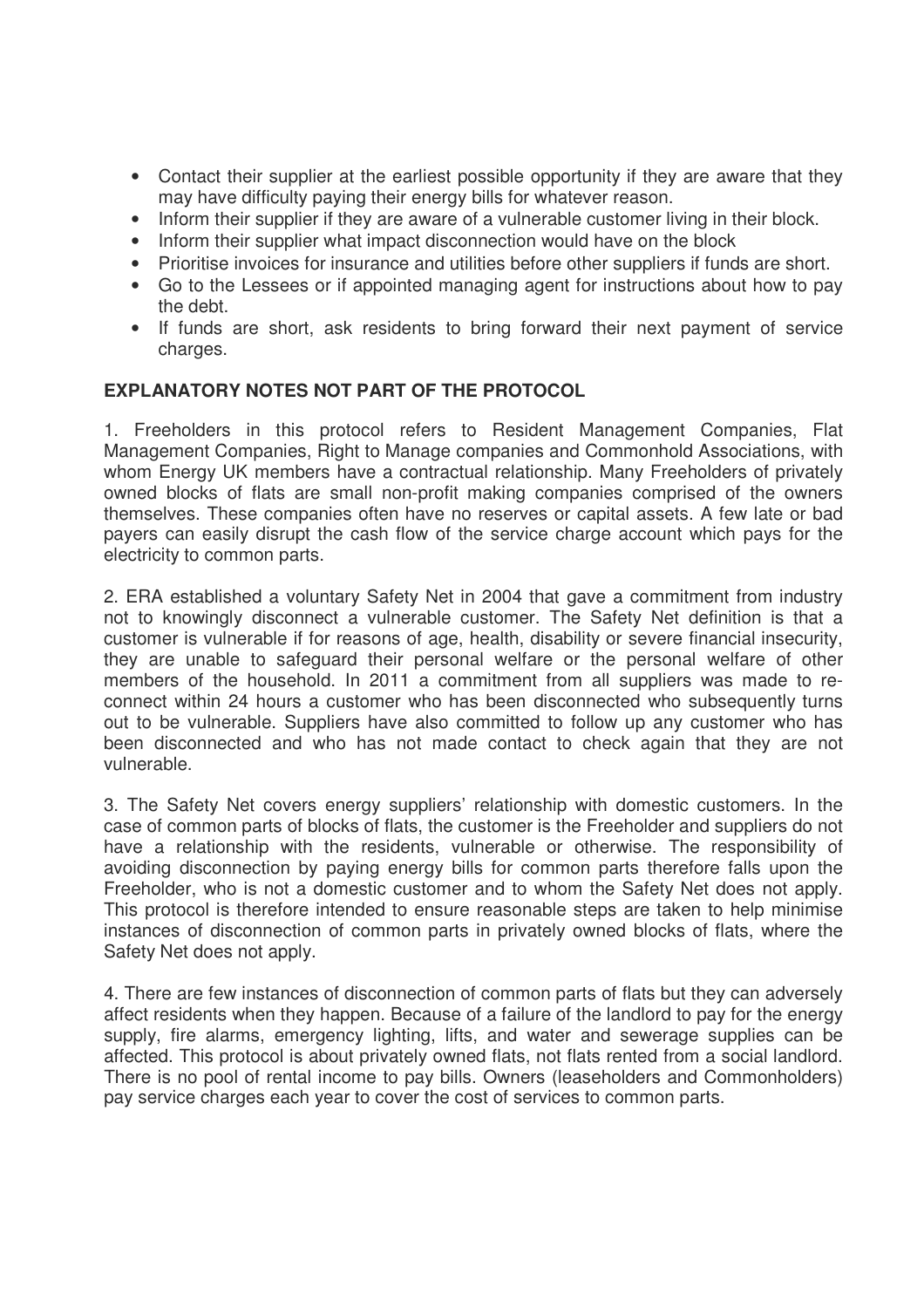- Contact their supplier at the earliest possible opportunity if they are aware that they may have difficulty paying their energy bills for whatever reason.
- Inform their supplier if they are aware of a vulnerable customer living in their block.
- Inform their supplier what impact disconnection would have on the block
- Prioritise invoices for insurance and utilities before other suppliers if funds are short.
- Go to the Lessees or if appointed managing agent for instructions about how to pay the debt.
- If funds are short, ask residents to bring forward their next payment of service charges.

**EXPLANATORY NOTES NOT PART OF THE PROTOCOL**

1. Freeholders in this protocol refers to Resident Management Companies, Flat Management Companies, Right to Manage companies and Commonhold Associations, with whom Energy UK members have a contractual relationship. Many Freeholders of privately owned blocks of flats are small non-profit making companies comprised of the owners themselves. These companies often have no reserves or capital assets. A few late or bad payers can easily disrupt the cash flow of the service charge account which pays for the electricity to common parts.

2. ERA established a voluntary Safety Net in 2004 that gave a commitment from industry not to knowingly disconnect a vulnerable customer. The Safety Net definition is that a customer is vulnerable if for reasons of age, health, disability or severe financial insecurity, they are unable to safeguard their personal welfare or the personal welfare of other members of the household. In 2011 a commitment from all suppliers was made to re-connect within 24 hours a customer who has been disconnected who subsequently turns out to be vulnerable. Suppliers have also committed to follow up any customer who has been disconnected and who has not made contact to check again that they are not vulnerable.

3. The Safety Net covers energy suppliers' relationship with domestic customers. In the case of common parts of blocks of flats, the customer is the Freeholder and suppliers do not have a relationship with the residents, vulnerable or otherwise. The responsibility of avoiding disconnection by paying energy bills for common parts therefore falls upon the Freeholder, who is not a domestic customer and to whom the Safety Net does not apply. This protocol is therefore intended to ensure reasonable steps are taken to help minimise instances of disconnection of common parts in privately owned blocks of flats, where the Safety Net does not apply.

4. There are few instances of disconnection of common parts of flats but they can adversely affect residents when they happen. Because of a failure of the landlord to pay for the energy supply, fire alarms, emergency lighting, lifts, and water and sewerage supplies can be affected. This protocol is about privately owned flats, not flats rented from a social landlord. There is no pool of rental income to pay bills. Owners (leaseholders and Commonholders) pay service charges each year to cover the cost of services to common parts.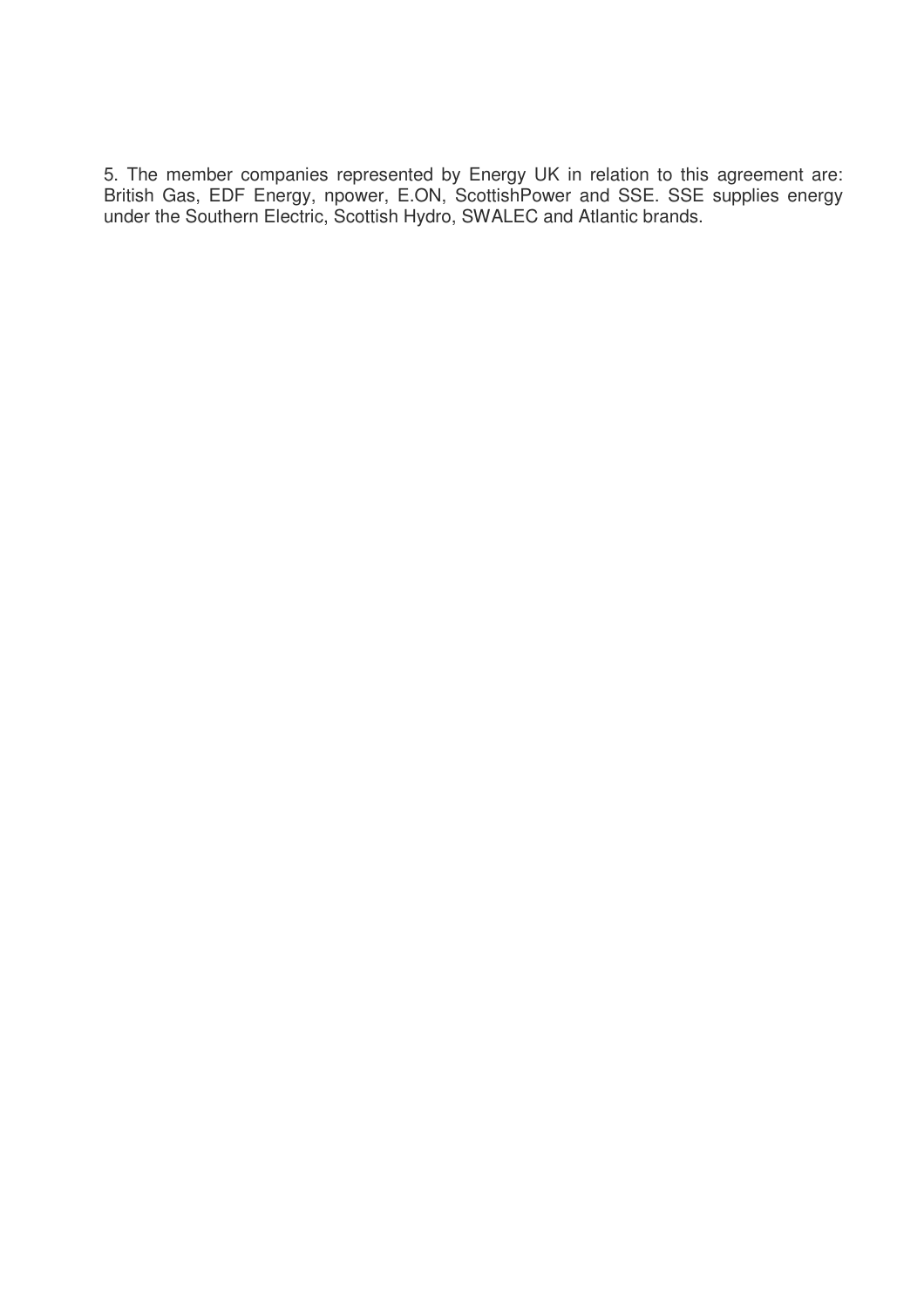5. The member companies represented by Energy UK in relation to this agreement are: British Gas, EDF Energy, npower, E.ON, ScottishPower and SSE. SSE supplies energy under the Southern Electric, Scottish Hydro, SWALEC and Atlantic brands.